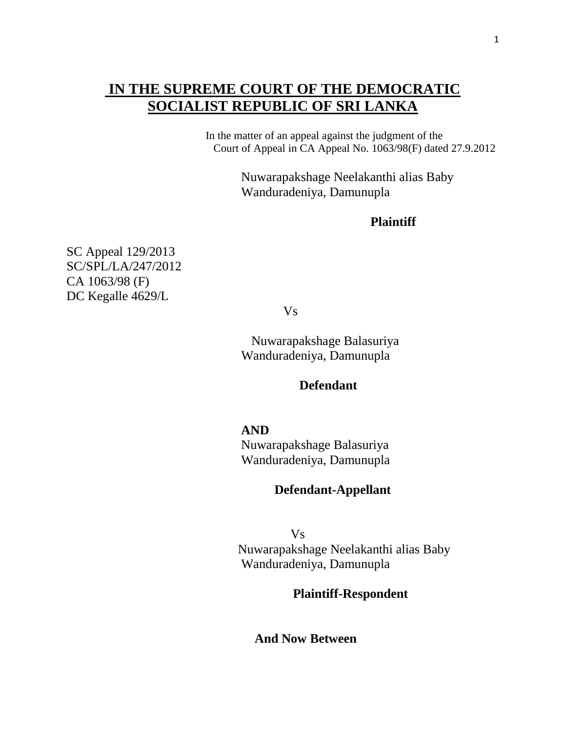# IN THE SUPREME COURT OF THE DEMOCRATIC SOCIALIST REPUBLIC OF SRI LANKA

In the matter of an appeal against the judgment of the Court of Appeal in CA Appeal No. 1063/98(F) dated 27.9.2012

Nuwarapakshage Neelakanthi alias Baby
Wanduradeniya, Damunupla

**Plaintiff**

SC Appeal 129/2013
SC/SPL/LA/247/2012
CA 1063/98 (F)
DC Kegalle 4629/L

Vs

Nuwarapakshage Balasuriya
Wanduradeniya, Damunupla

**Defendant**

**AND**

Nuwarapakshage Balasuriya
Wanduradeniya, Damunupla

**Defendant-Appellant**

Vs

Nuwarapakshage Neelakanthi alias Baby
Wanduradeniya, Damunupla

**Plaintiff-Respondent**

**And Now Between**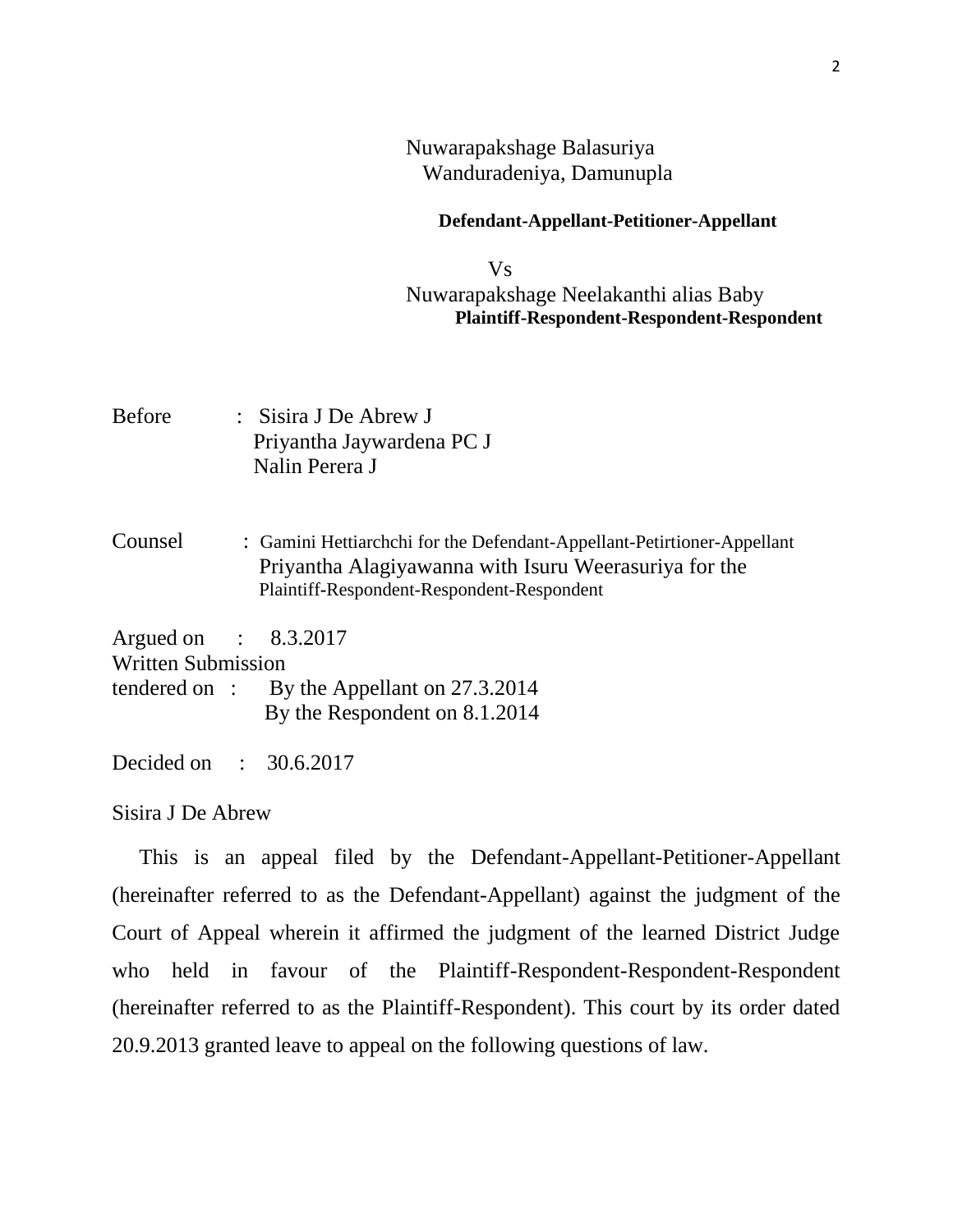Nuwarapakshage Balasuriya
Wanduradeniya, Damunupla

**Defendant-Appellant-Petitioner-Appellant**

Vs

Nuwarapakshage Neelakanthi alias Baby
**Plaintiff-Respondent-Respondent-Respondent**

Before : Sisira J De Abrew J
Priyantha Jaywardena PC J
Nalin Perera J

Counsel : Gamini Hettiarchchi for the Defendant-Appellant-Petirtioner-Appellant
Priyantha Alagiyawanna with Isuru Weerasuriya for the
Plaintiff-Respondent-Respondent-Respondent

Argued on : 8.3.2017
Written Submission
tendered on : By the Appellant on 27.3.2014
By the Respondent on 8.1.2014

Decided on : 30.6.2017

Sisira J De Abrew

This is an appeal filed by the Defendant-Appellant-Petitioner-Appellant (hereinafter referred to as the Defendant-Appellant) against the judgment of the Court of Appeal wherein it affirmed the judgment of the learned District Judge who held in favour of the Plaintiff-Respondent-Respondent-Respondent (hereinafter referred to as the Plaintiff-Respondent). This court by its order dated 20.9.2013 granted leave to appeal on the following questions of law.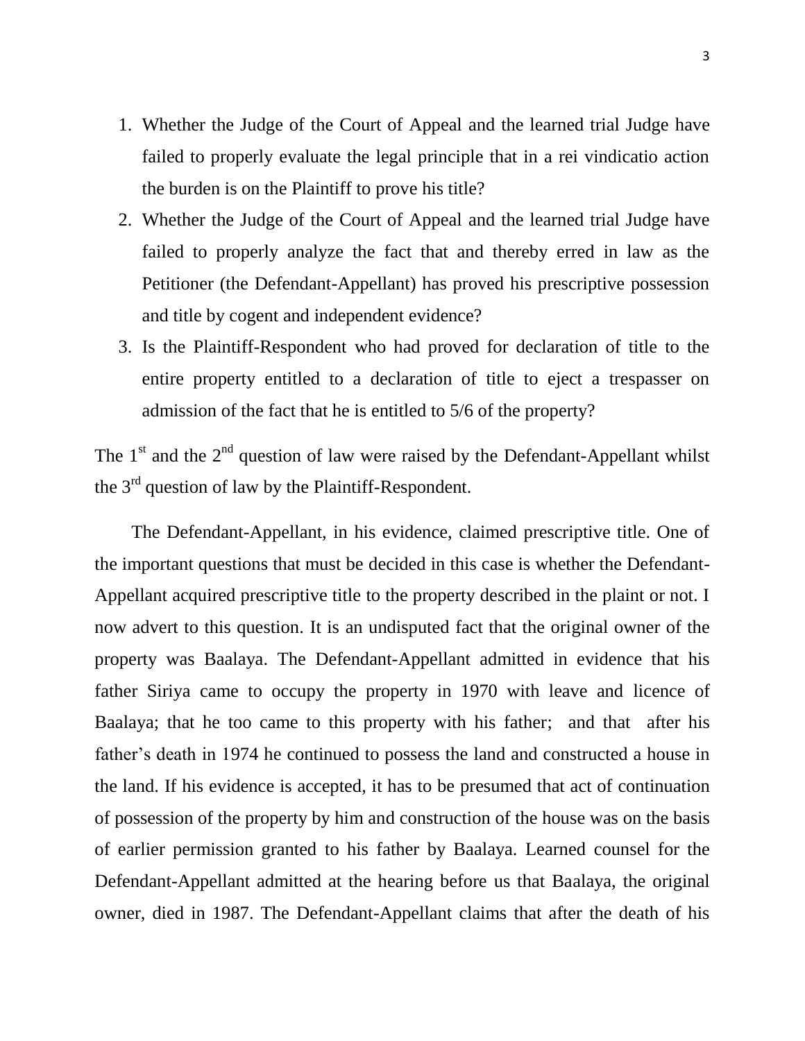1. Whether the Judge of the Court of Appeal and the learned trial Judge have failed to properly evaluate the legal principle that in a rei vindicatio action the burden is on the Plaintiff to prove his title?
2. Whether the Judge of the Court of Appeal and the learned trial Judge have failed to properly analyze the fact that and thereby erred in law as the Petitioner (the Defendant-Appellant) has proved his prescriptive possession and title by cogent and independent evidence?
3. Is the Plaintiff-Respondent who had proved for declaration of title to the entire property entitled to a declaration of title to eject a trespasser on admission of the fact that he is entitled to 5/6 of the property?

The 1st and the 2nd question of law were raised by the Defendant-Appellant whilst the 3rd question of law by the Plaintiff-Respondent.

The Defendant-Appellant, in his evidence, claimed prescriptive title. One of the important questions that must be decided in this case is whether the Defendant-Appellant acquired prescriptive title to the property described in the plaint or not. I now advert to this question. It is an undisputed fact that the original owner of the property was Baalaya. The Defendant-Appellant admitted in evidence that his father Siriya came to occupy the property in 1970 with leave and licence of Baalaya; that he too came to this property with his father; and that after his father's death in 1974 he continued to possess the land and constructed a house in the land. If his evidence is accepted, it has to be presumed that act of continuation of possession of the property by him and construction of the house was on the basis of earlier permission granted to his father by Baalaya. Learned counsel for the Defendant-Appellant admitted at the hearing before us that Baalaya, the original owner, died in 1987. The Defendant-Appellant claims that after the death of his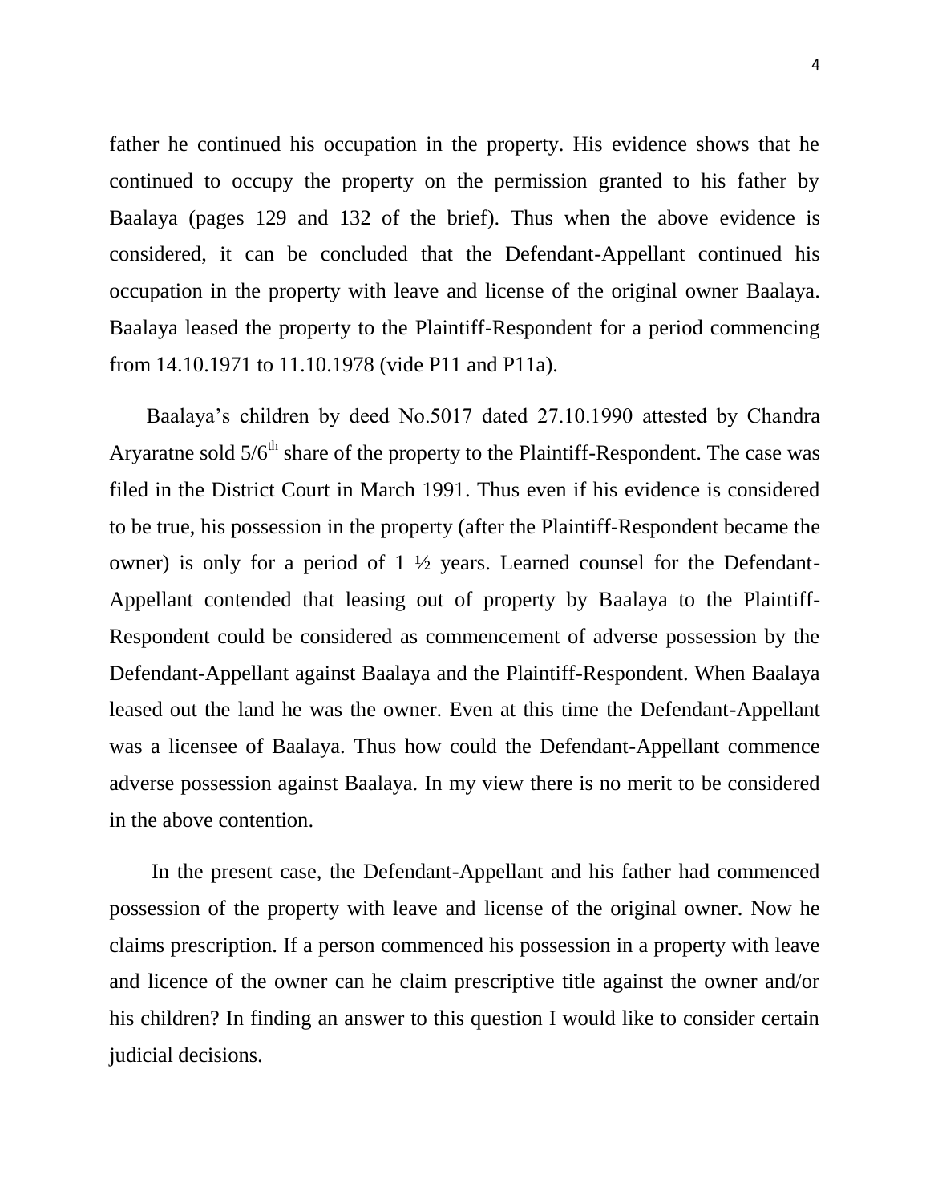father he continued his occupation in the property. His evidence shows that he continued to occupy the property on the permission granted to his father by Baalaya (pages 129 and 132 of the brief). Thus when the above evidence is considered, it can be concluded that the Defendant-Appellant continued his occupation in the property with leave and license of the original owner Baalaya. Baalaya leased the property to the Plaintiff-Respondent for a period commencing from 14.10.1971 to 11.10.1978 (vide P11 and P11a).

Baalaya's children by deed No.5017 dated 27.10.1990 attested by Chandra Aryaratne sold 5/6th share of the property to the Plaintiff-Respondent. The case was filed in the District Court in March 1991. Thus even if his evidence is considered to be true, his possession in the property (after the Plaintiff-Respondent became the owner) is only for a period of 1 ½ years. Learned counsel for the Defendant-Appellant contended that leasing out of property by Baalaya to the Plaintiff-Respondent could be considered as commencement of adverse possession by the Defendant-Appellant against Baalaya and the Plaintiff-Respondent. When Baalaya leased out the land he was the owner. Even at this time the Defendant-Appellant was a licensee of Baalaya. Thus how could the Defendant-Appellant commence adverse possession against Baalaya. In my view there is no merit to be considered in the above contention.

In the present case, the Defendant-Appellant and his father had commenced possession of the property with leave and license of the original owner. Now he claims prescription. If a person commenced his possession in a property with leave and licence of the owner can he claim prescriptive title against the owner and/or his children? In finding an answer to this question I would like to consider certain judicial decisions.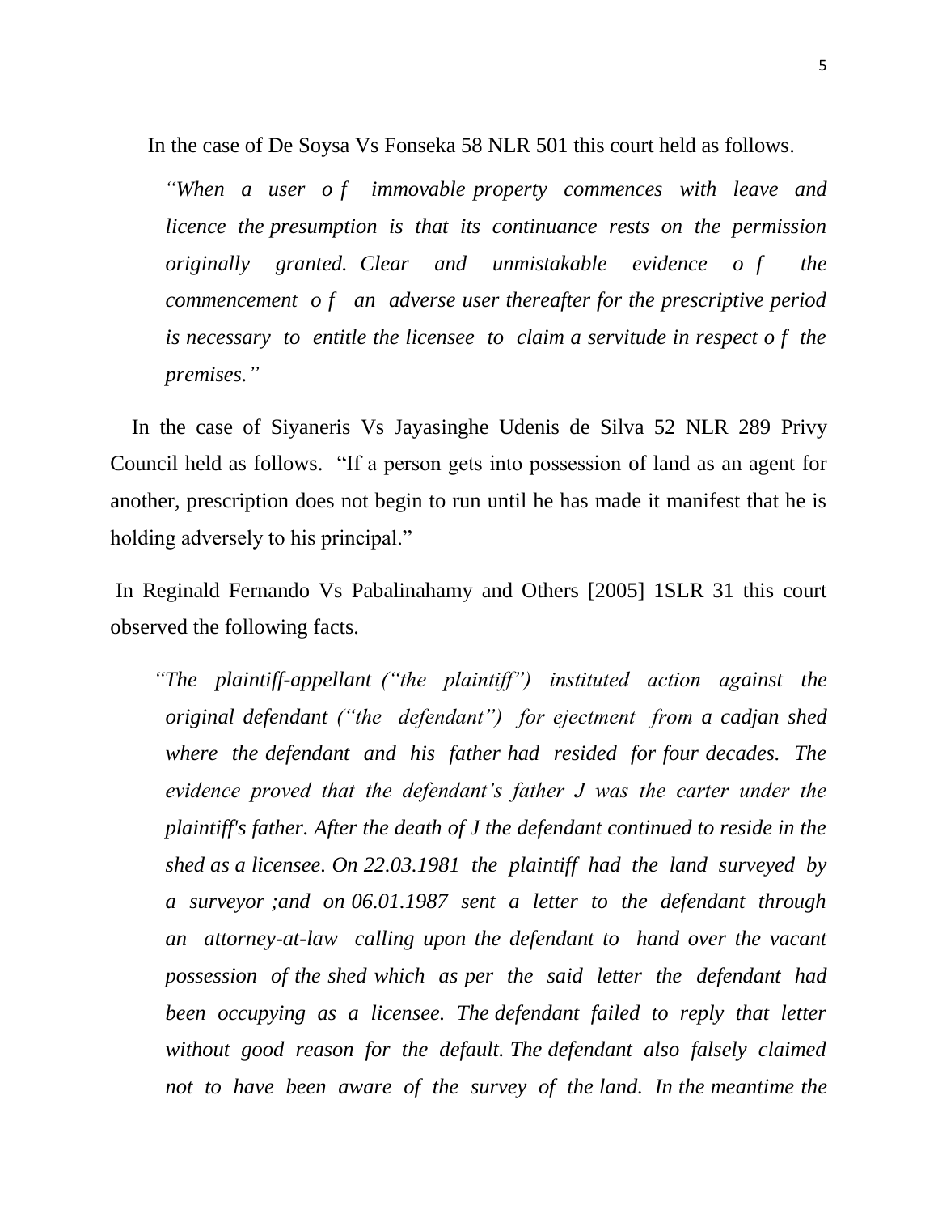In the case of De Soysa Vs Fonseka 58 NLR 501 this court held as follows.

> *"When a user o f immovable property commences with leave and licence the presumption is that its continuance rests on the permission originally granted. Clear and unmistakable evidence o f the commencement o f an adverse user thereafter for the prescriptive period is necessary to entitle the licensee to claim a servitude in respect o f the premises."*

In the case of Siyaneris Vs Jayasinghe Udenis de Silva 52 NLR 289 Privy Council held as follows. "If a person gets into possession of land as an agent for another, prescription does not begin to run until he has made it manifest that he is holding adversely to his principal."

In Reginald Fernando Vs Pabalinahamy and Others [2005] 1SLR 31 this court observed the following facts.

> *"The plaintiff-appellant ("the plaintiff") instituted action against the original defendant ("the defendant") for ejectment from a cadjan shed where the defendant and his father had resided for four decades. The evidence proved that the defendant's father J was the carter under the plaintiff's father. After the death of J the defendant continued to reside in the shed as a licensee. On 22.03.1981 the plaintiff had the land surveyed by a surveyor ;and on 06.01.1987 sent a letter to the defendant through an attorney-at-law calling upon the defendant to hand over the vacant possession of the shed which as per the said letter the defendant had been occupying as a licensee. The defendant failed to reply that letter without good reason for the default. The defendant also falsely claimed not to have been aware of the survey of the land. In the meantime the*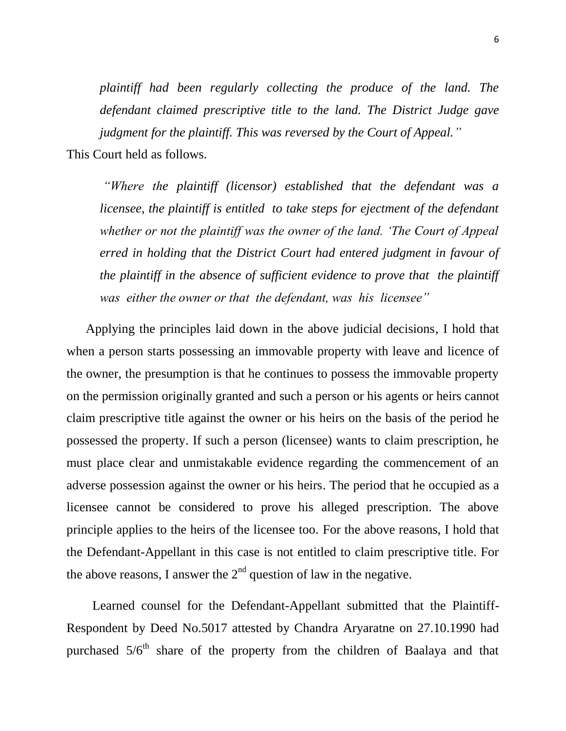*plaintiff had been regularly collecting the produce of the land. The defendant claimed prescriptive title to the land. The District Judge gave judgment for the plaintiff. This was reversed by the Court of Appeal."*

This Court held as follows.

> *"Where the plaintiff (licensor) established that the defendant was a licensee, the plaintiff is entitled to take steps for ejectment of the defendant whether or not the plaintiff was the owner of the land. 'The Court of Appeal erred in holding that the District Court had entered judgment in favour of the plaintiff in the absence of sufficient evidence to prove that the plaintiff was either the owner or that the defendant, was his licensee"*

Applying the principles laid down in the above judicial decisions, I hold that when a person starts possessing an immovable property with leave and licence of the owner, the presumption is that he continues to possess the immovable property on the permission originally granted and such a person or his agents or heirs cannot claim prescriptive title against the owner or his heirs on the basis of the period he possessed the property. If such a person (licensee) wants to claim prescription, he must place clear and unmistakable evidence regarding the commencement of an adverse possession against the owner or his heirs. The period that he occupied as a licensee cannot be considered to prove his alleged prescription. The above principle applies to the heirs of the licensee too. For the above reasons, I hold that the Defendant-Appellant in this case is not entitled to claim prescriptive title. For the above reasons, I answer the 2nd question of law in the negative.

Learned counsel for the Defendant-Appellant submitted that the Plaintiff-Respondent by Deed No.5017 attested by Chandra Aryaratne on 27.10.1990 had purchased 5/6th share of the property from the children of Baalaya and that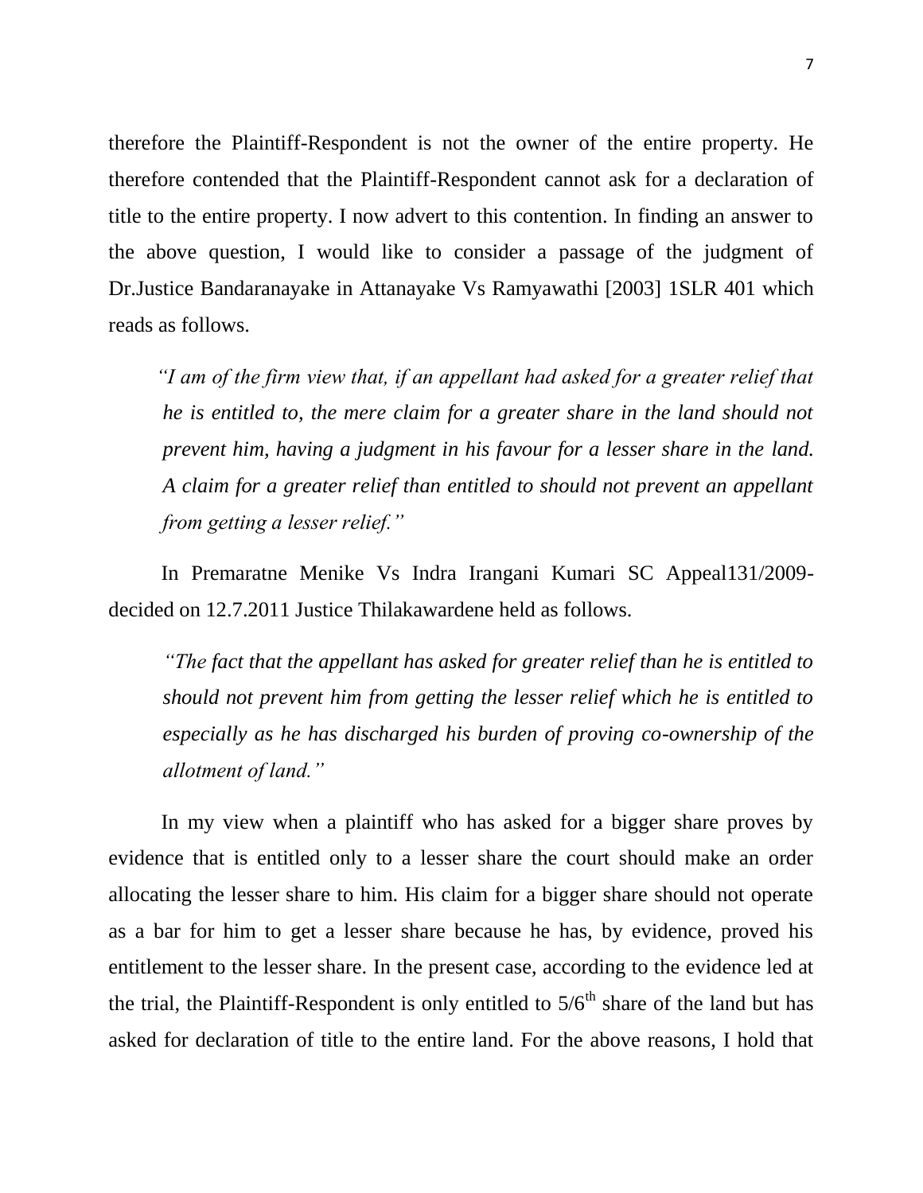therefore the Plaintiff-Respondent is not the owner of the entire property. He therefore contended that the Plaintiff-Respondent cannot ask for a declaration of title to the entire property. I now advert to this contention. In finding an answer to the above question, I would like to consider a passage of the judgment of Dr.Justice Bandaranayake in Attanayake Vs Ramyawathi [2003] 1SLR 401 which reads as follows.

> *"I am of the firm view that, if an appellant had asked for a greater relief that he is entitled to, the mere claim for a greater share in the land should not prevent him, having a judgment in his favour for a lesser share in the land. A claim for a greater relief than entitled to should not prevent an appellant from getting a lesser relief."*

In Premaratne Menike Vs Indra Irangani Kumari SC Appeal131/2009-decided on 12.7.2011 Justice Thilakawardene held as follows.

> *"The fact that the appellant has asked for greater relief than he is entitled to should not prevent him from getting the lesser relief which he is entitled to especially as he has discharged his burden of proving co-ownership of the allotment of land."*

In my view when a plaintiff who has asked for a bigger share proves by evidence that is entitled only to a lesser share the court should make an order allocating the lesser share to him. His claim for a bigger share should not operate as a bar for him to get a lesser share because he has, by evidence, proved his entitlement to the lesser share. In the present case, according to the evidence led at the trial, the Plaintiff-Respondent is only entitled to $5/6^{th}$ share of the land but has asked for declaration of title to the entire land. For the above reasons, I hold that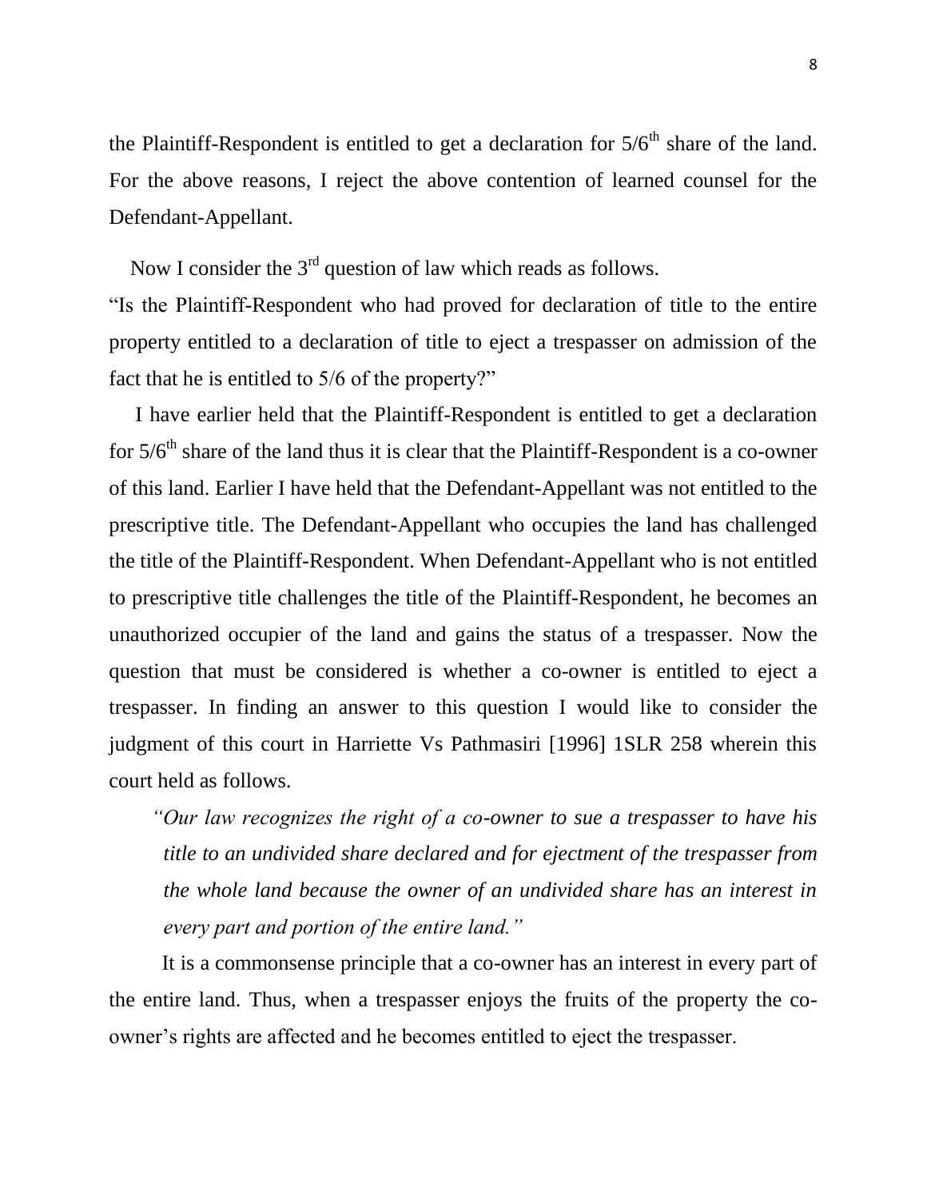the Plaintiff-Respondent is entitled to get a declaration for $5/6^{th}$ share of the land. For the above reasons, I reject the above contention of learned counsel for the Defendant-Appellant.

Now I consider the 3rd question of law which reads as follows.

"Is the Plaintiff-Respondent who had proved for declaration of title to the entire property entitled to a declaration of title to eject a trespasser on admission of the fact that he is entitled to 5/6 of the property?"

I have earlier held that the Plaintiff-Respondent is entitled to get a declaration for $5/6^{th}$ share of the land thus it is clear that the Plaintiff-Respondent is a co-owner of this land. Earlier I have held that the Defendant-Appellant was not entitled to the prescriptive title. The Defendant-Appellant who occupies the land has challenged the title of the Plaintiff-Respondent. When Defendant-Appellant who is not entitled to prescriptive title challenges the title of the Plaintiff-Respondent, he becomes an unauthorized occupier of the land and gains the status of a trespasser. Now the question that must be considered is whether a co-owner is entitled to eject a trespasser. In finding an answer to this question I would like to consider the judgment of this court in Harriette Vs Pathmasiri [1996] 1SLR 258 wherein this court held as follows.

> *"Our law recognizes the right of a co-owner to sue a trespasser to have his title to an undivided share declared and for ejectment of the trespasser from the whole land because the owner of an undivided share has an interest in every part and portion of the entire land."*

It is a commonsense principle that a co-owner has an interest in every part of the entire land. Thus, when a trespasser enjoys the fruits of the property the co-owner's rights are affected and he becomes entitled to eject the trespasser.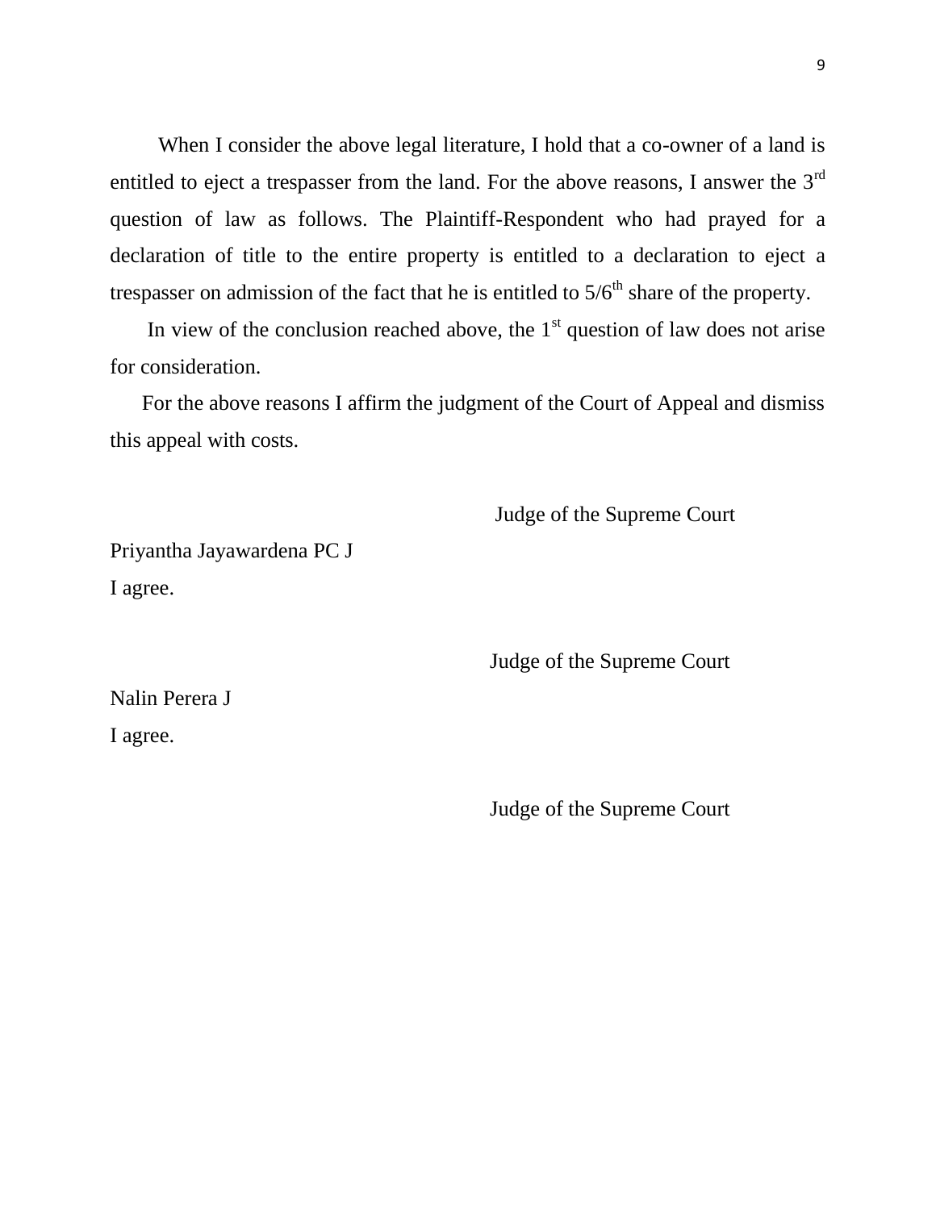When I consider the above legal literature, I hold that a co-owner of a land is entitled to eject a trespasser from the land. For the above reasons, I answer the 3rd question of law as follows. The Plaintiff-Respondent who had prayed for a declaration of title to the entire property is entitled to a declaration to eject a trespasser on admission of the fact that he is entitled to 5/6th share of the property.

In view of the conclusion reached above, the 1st question of law does not arise for consideration.

For the above reasons I affirm the judgment of the Court of Appeal and dismiss this appeal with costs.

Judge of the Supreme Court

Priyantha Jayawardena PC J

I agree.

Judge of the Supreme Court

Nalin Perera J

I agree.

Judge of the Supreme Court